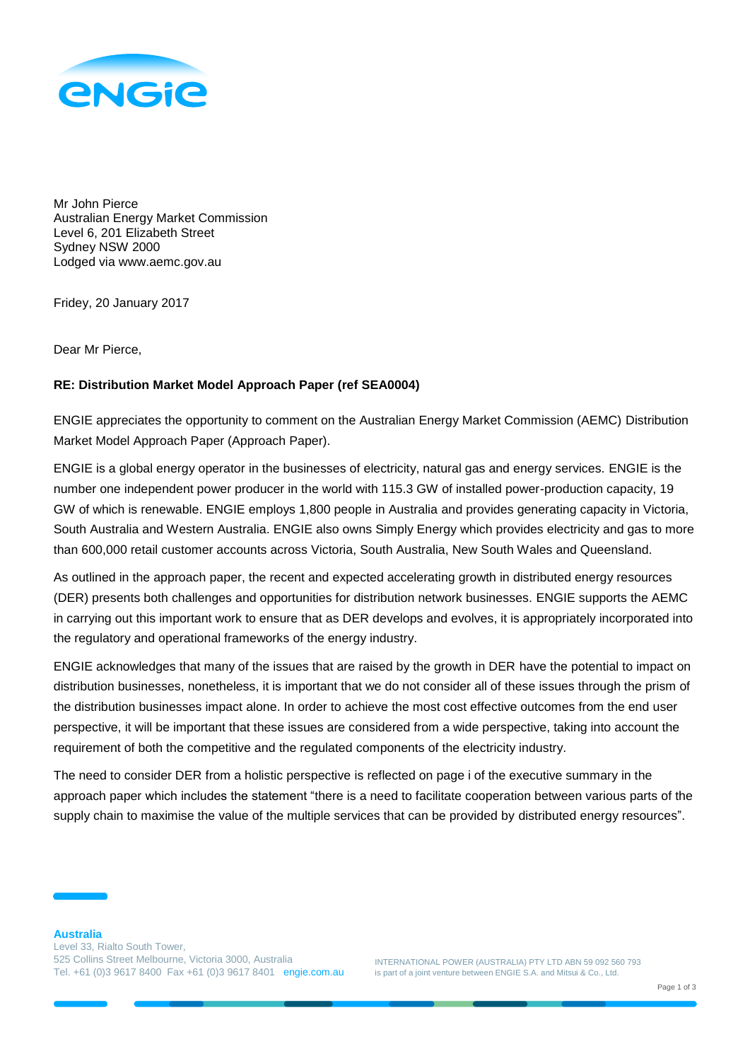Mr John Pierce
Australian Energy Market Commission
Level 6, 201 Elizabeth Street
Sydney NSW 2000
Lodged via www.aemc.gov.au

Fridey, 20 January 2017

Dear Mr Pierce,

**RE: Distribution Market Model Approach Paper (ref SEA0004)**

ENGIE appreciates the opportunity to comment on the Australian Energy Market Commission (AEMC) Distribution Market Model Approach Paper (Approach Paper).

ENGIE is a global energy operator in the businesses of electricity, natural gas and energy services. ENGIE is the number one independent power producer in the world with 115.3 GW of installed power-production capacity, 19 GW of which is renewable. ENGIE employs 1,800 people in Australia and provides generating capacity in Victoria, South Australia and Western Australia. ENGIE also owns Simply Energy which provides electricity and gas to more than 600,000 retail customer accounts across Victoria, South Australia, New South Wales and Queensland.

As outlined in the approach paper, the recent and expected accelerating growth in distributed energy resources (DER) presents both challenges and opportunities for distribution network businesses. ENGIE supports the AEMC in carrying out this important work to ensure that as DER develops and evolves, it is appropriately incorporated into the regulatory and operational frameworks of the energy industry.

ENGIE acknowledges that many of the issues that are raised by the growth in DER have the potential to impact on distribution businesses, nonetheless, it is important that we do not consider all of these issues through the prism of the distribution businesses impact alone. In order to achieve the most cost effective outcomes from the end user perspective, it will be important that these issues are considered from a wide perspective, taking into account the requirement of both the competitive and the regulated components of the electricity industry.

The need to consider DER from a holistic perspective is reflected on page i of the executive summary in the approach paper which includes the statement "there is a need to facilitate cooperation between various parts of the supply chain to maximise the value of the multiple services that can be provided by distributed energy resources".

**Australia**
Level 33, Rialto South Tower,
525 Collins Street Melbourne, Victoria 3000, Australia
Tel. +61 (0)3 9617 8400 Fax +61 (0)3 9617 8401 engie.com.au

INTERNATIONAL POWER (AUSTRALIA) PTY LTD ABN 59 092 560 793
is part of a joint venture between ENGIE S.A. and Mitsui & Co., Ltd.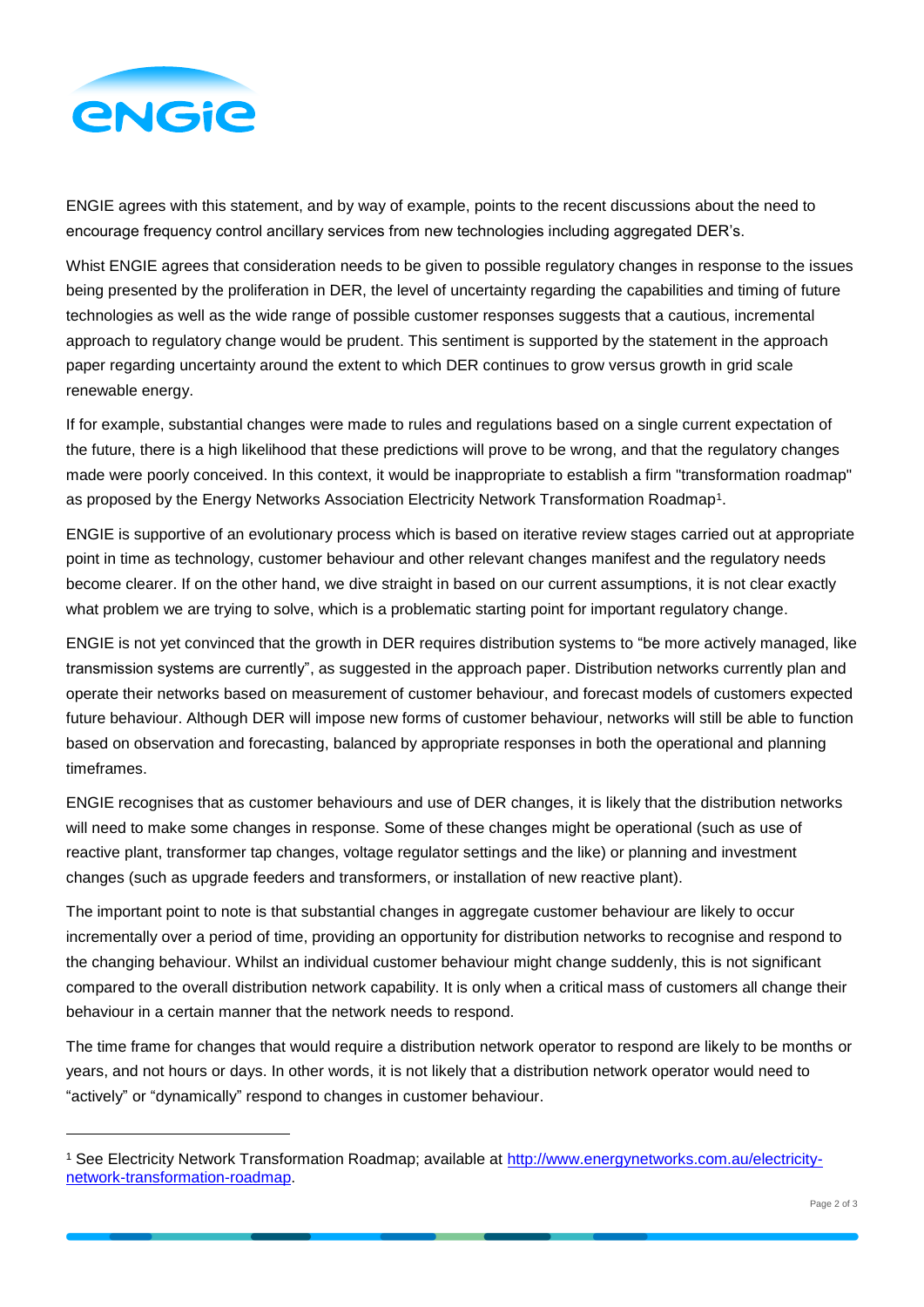ENGIE agrees with this statement, and by way of example, points to the recent discussions about the need to encourage frequency control ancillary services from new technologies including aggregated DER's.

Whist ENGIE agrees that consideration needs to be given to possible regulatory changes in response to the issues being presented by the proliferation in DER, the level of uncertainty regarding the capabilities and timing of future technologies as well as the wide range of possible customer responses suggests that a cautious, incremental approach to regulatory change would be prudent. This sentiment is supported by the statement in the approach paper regarding uncertainty around the extent to which DER continues to grow versus growth in grid scale renewable energy.

If for example, substantial changes were made to rules and regulations based on a single current expectation of the future, there is a high likelihood that these predictions will prove to be wrong, and that the regulatory changes made were poorly conceived. In this context, it would be inappropriate to establish a firm "transformation roadmap" as proposed by the Energy Networks Association Electricity Network Transformation Roadmap[1].

ENGIE is supportive of an evolutionary process which is based on iterative review stages carried out at appropriate point in time as technology, customer behaviour and other relevant changes manifest and the regulatory needs become clearer. If on the other hand, we dive straight in based on our current assumptions, it is not clear exactly what problem we are trying to solve, which is a problematic starting point for important regulatory change.

ENGIE is not yet convinced that the growth in DER requires distribution systems to "be more actively managed, like transmission systems are currently", as suggested in the approach paper. Distribution networks currently plan and operate their networks based on measurement of customer behaviour, and forecast models of customers expected future behaviour. Although DER will impose new forms of customer behaviour, networks will still be able to function based on observation and forecasting, balanced by appropriate responses in both the operational and planning timeframes.

ENGIE recognises that as customer behaviours and use of DER changes, it is likely that the distribution networks will need to make some changes in response. Some of these changes might be operational (such as use of reactive plant, transformer tap changes, voltage regulator settings and the like) or planning and investment changes (such as upgrade feeders and transformers, or installation of new reactive plant).

The important point to note is that substantial changes in aggregate customer behaviour are likely to occur incrementally over a period of time, providing an opportunity for distribution networks to recognise and respond to the changing behaviour. Whilst an individual customer behaviour might change suddenly, this is not significant compared to the overall distribution network capability. It is only when a critical mass of customers all change their behaviour in a certain manner that the network needs to respond.

The time frame for changes that would require a distribution network operator to respond are likely to be months or years, and not hours or days. In other words, it is not likely that a distribution network operator would need to "actively" or "dynamically" respond to changes in customer behaviour.

---

[1] See Electricity Network Transformation Roadmap; available at [http://www.energynetworks.com.au/electricity-network-transformation-roadmap](http://www.energynetworks.com.au/electricity-network-transformation-roadmap).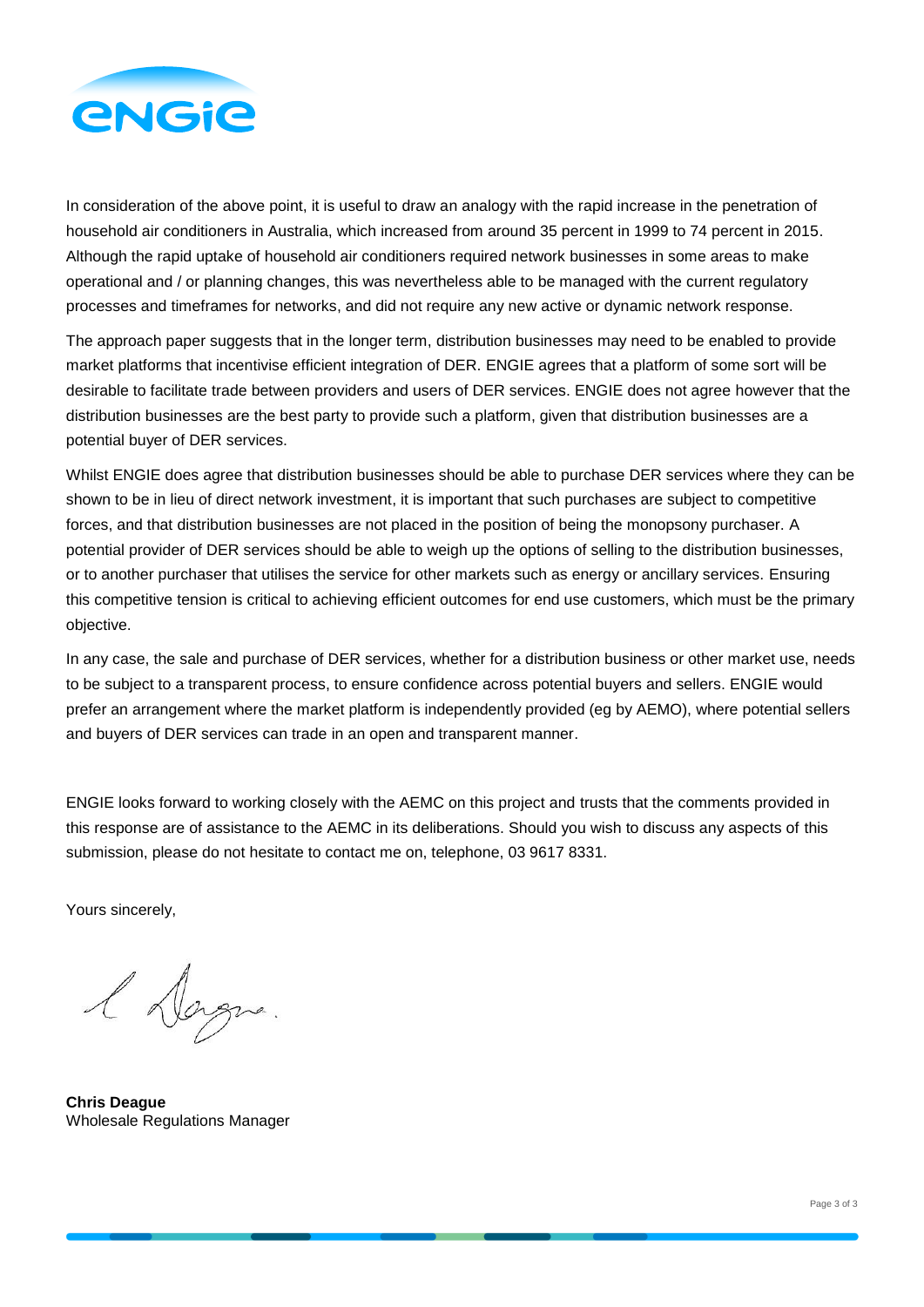In consideration of the above point, it is useful to draw an analogy with the rapid increase in the penetration of household air conditioners in Australia, which increased from around 35 percent in 1999 to 74 percent in 2015. Although the rapid uptake of household air conditioners required network businesses in some areas to make operational and / or planning changes, this was nevertheless able to be managed with the current regulatory processes and timeframes for networks, and did not require any new active or dynamic network response.

The approach paper suggests that in the longer term, distribution businesses may need to be enabled to provide market platforms that incentivise efficient integration of DER. ENGIE agrees that a platform of some sort will be desirable to facilitate trade between providers and users of DER services. ENGIE does not agree however that the distribution businesses are the best party to provide such a platform, given that distribution businesses are a potential buyer of DER services.

Whilst ENGIE does agree that distribution businesses should be able to purchase DER services where they can be shown to be in lieu of direct network investment, it is important that such purchases are subject to competitive forces, and that distribution businesses are not placed in the position of being the monopsony purchaser. A potential provider of DER services should be able to weigh up the options of selling to the distribution businesses, or to another purchaser that utilises the service for other markets such as energy or ancillary services. Ensuring this competitive tension is critical to achieving efficient outcomes for end use customers, which must be the primary objective.

In any case, the sale and purchase of DER services, whether for a distribution business or other market use, needs to be subject to a transparent process, to ensure confidence across potential buyers and sellers. ENGIE would prefer an arrangement where the market platform is independently provided (eg by AEMO), where potential sellers and buyers of DER services can trade in an open and transparent manner.

ENGIE looks forward to working closely with the AEMC on this project and trusts that the comments provided in this response are of assistance to the AEMC in its deliberations. Should you wish to discuss any aspects of this submission, please do not hesitate to contact me on, telephone, 03 9617 8331.

Yours sincerely,

**Chris Deague**
Wholesale Regulations Manager